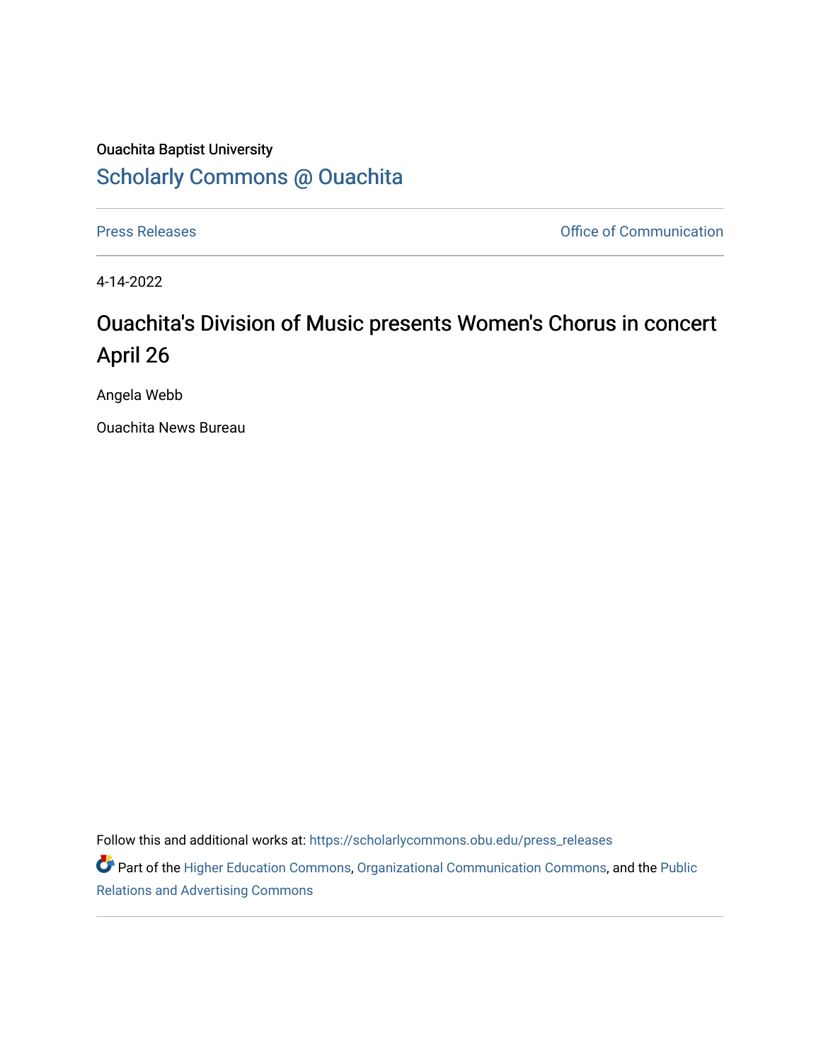Ouachita Baptist University

# Scholarly Commons @ Ouachita

Press Releases

Office of Communication

4-14-2022

## Ouachita's Division of Music presents Women's Chorus in concert April 26

Angela Webb

Ouachita News Bureau

Follow this and additional works at: https://scholarlycommons.obu.edu/press_releases

Part of the Higher Education Commons, Organizational Communication Commons, and the Public Relations and Advertising Commons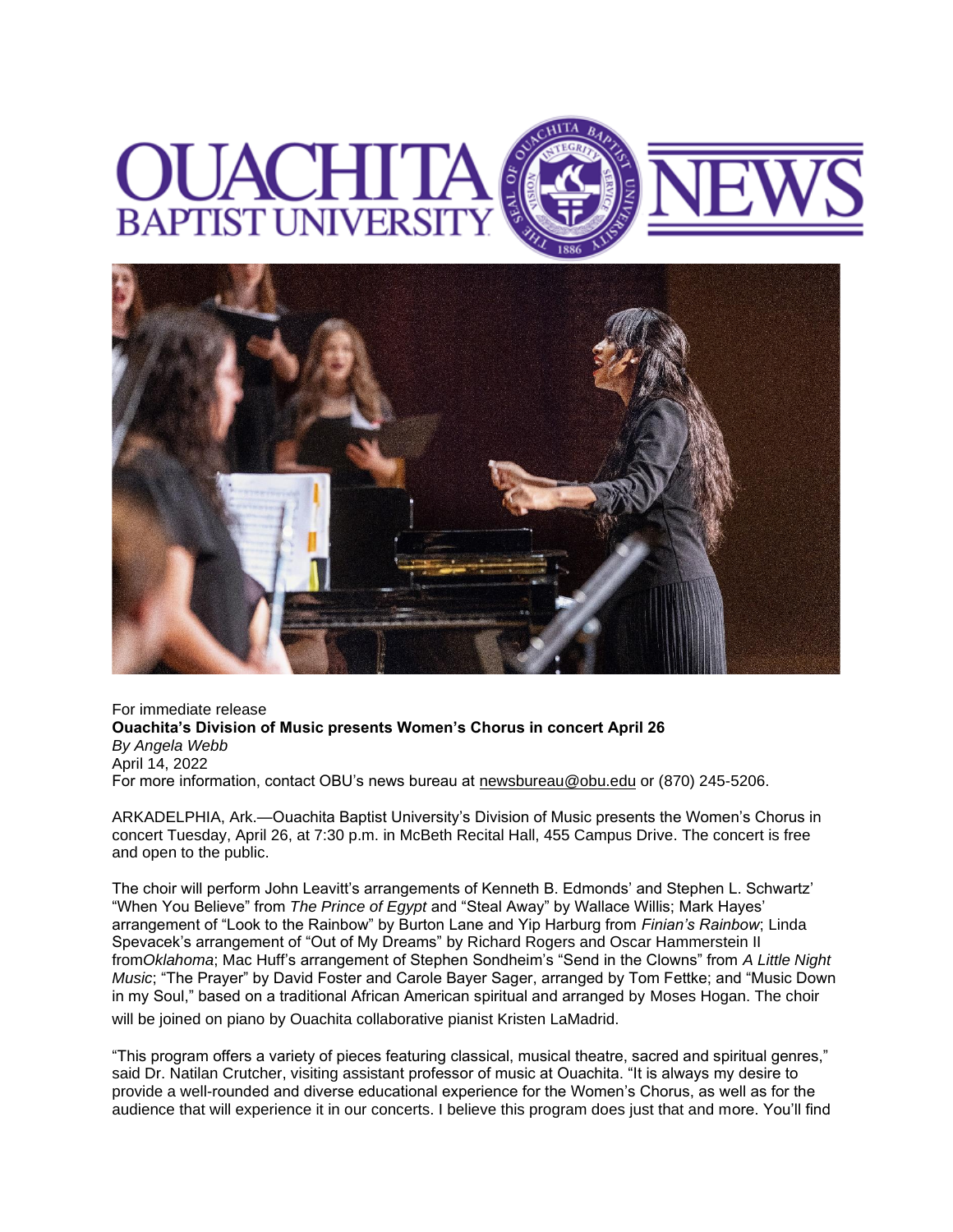For immediate release

**Ouachita's Division of Music presents Women's Chorus in concert April 26**

*By Angela Webb*

April 14, 2022

For more information, contact OBU's news bureau at newsbureau@obu.edu or (870) 245-5206.

ARKADELPHIA, Ark.—Ouachita Baptist University's Division of Music presents the Women's Chorus in concert Tuesday, April 26, at 7:30 p.m. in McBeth Recital Hall, 455 Campus Drive. The concert is free and open to the public.

The choir will perform John Leavitt's arrangements of Kenneth B. Edmonds' and Stephen L. Schwartz' "When You Believe" from *The Prince of Egypt* and "Steal Away" by Wallace Willis; Mark Hayes' arrangement of "Look to the Rainbow" by Burton Lane and Yip Harburg from *Finian's Rainbow*; Linda Spevacek's arrangement of "Out of My Dreams" by Richard Rogers and Oscar Hammerstein II from*Oklahoma*; Mac Huff's arrangement of Stephen Sondheim's "Send in the Clowns" from *A Little Night Music*; "The Prayer" by David Foster and Carole Bayer Sager, arranged by Tom Fettke; and "Music Down in my Soul," based on a traditional African American spiritual and arranged by Moses Hogan. The choir will be joined on piano by Ouachita collaborative pianist Kristen LaMadrid.

"This program offers a variety of pieces featuring classical, musical theatre, sacred and spiritual genres," said Dr. Natilan Crutcher, visiting assistant professor of music at Ouachita. "It is always my desire to provide a well-rounded and diverse educational experience for the Women's Chorus, as well as for the audience that will experience it in our concerts. I believe this program does just that and more. You'll find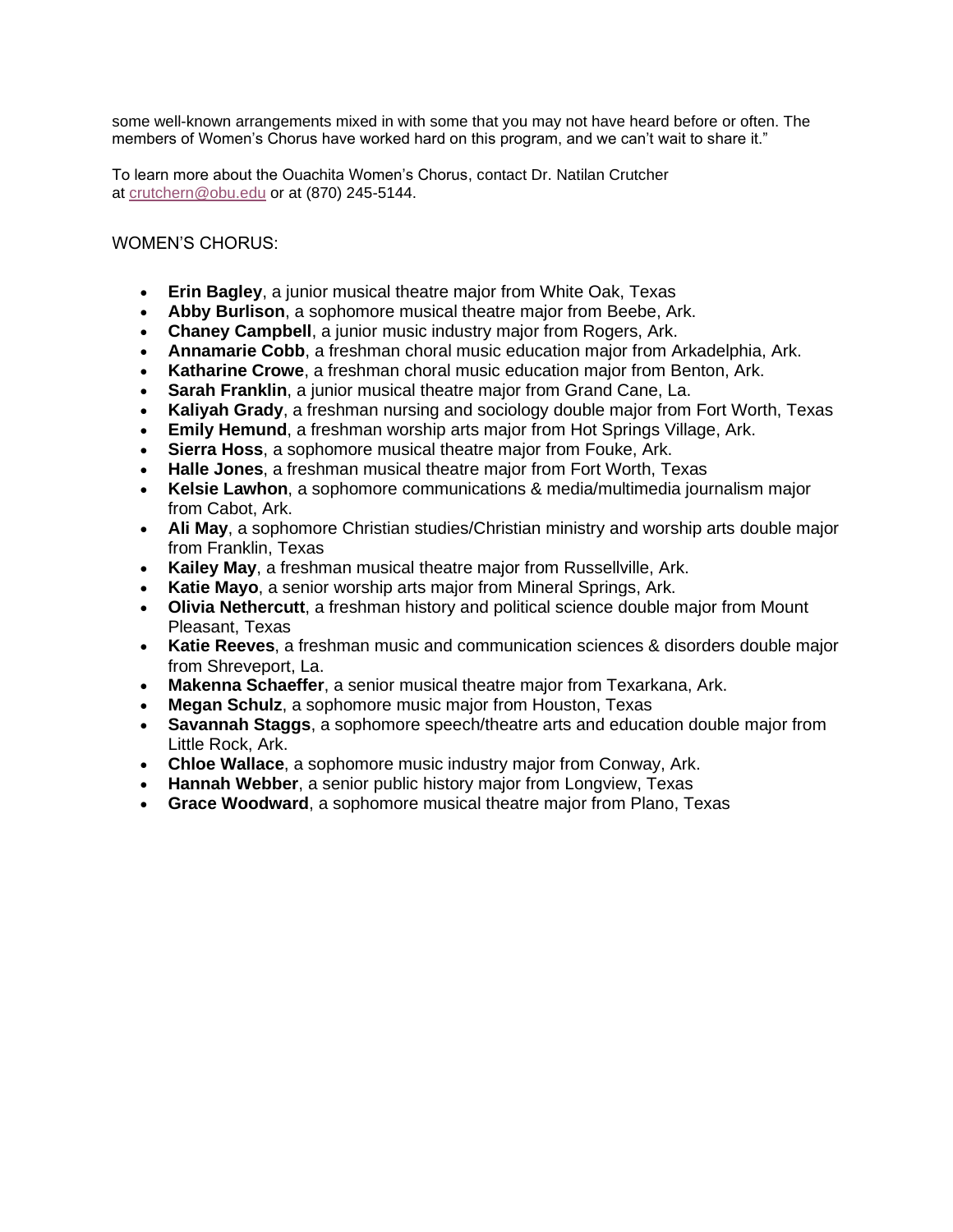some well-known arrangements mixed in with some that you may not have heard before or often. The members of Women's Chorus have worked hard on this program, and we can't wait to share it."

To learn more about the Ouachita Women's Chorus, contact Dr. Natilan Crutcher at [crutchern@obu.edu](mailto:crutchern@obu.edu) or at (870) 245-5144.

WOMEN'S CHORUS:

- **Erin Bagley**, a junior musical theatre major from White Oak, Texas
- **Abby Burlison**, a sophomore musical theatre major from Beebe, Ark.
- **Chaney Campbell**, a junior music industry major from Rogers, Ark.
- **Annamarie Cobb**, a freshman choral music education major from Arkadelphia, Ark.
- **Katharine Crowe**, a freshman choral music education major from Benton, Ark.
- **Sarah Franklin**, a junior musical theatre major from Grand Cane, La.
- **Kaliyah Grady**, a freshman nursing and sociology double major from Fort Worth, Texas
- **Emily Hemund**, a freshman worship arts major from Hot Springs Village, Ark.
- **Sierra Hoss**, a sophomore musical theatre major from Fouke, Ark.
- **Halle Jones**, a freshman musical theatre major from Fort Worth, Texas
- **Kelsie Lawhon**, a sophomore communications & media/multimedia journalism major from Cabot, Ark.
- **Ali May**, a sophomore Christian studies/Christian ministry and worship arts double major from Franklin, Texas
- **Kailey May**, a freshman musical theatre major from Russellville, Ark.
- **Katie Mayo**, a senior worship arts major from Mineral Springs, Ark.
- **Olivia Nethercutt**, a freshman history and political science double major from Mount Pleasant, Texas
- **Katie Reeves**, a freshman music and communication sciences & disorders double major from Shreveport, La.
- **Makenna Schaeffer**, a senior musical theatre major from Texarkana, Ark.
- **Megan Schulz**, a sophomore music major from Houston, Texas
- **Savannah Staggs**, a sophomore speech/theatre arts and education double major from Little Rock, Ark.
- **Chloe Wallace**, a sophomore music industry major from Conway, Ark.
- **Hannah Webber**, a senior public history major from Longview, Texas
- **Grace Woodward**, a sophomore musical theatre major from Plano, Texas